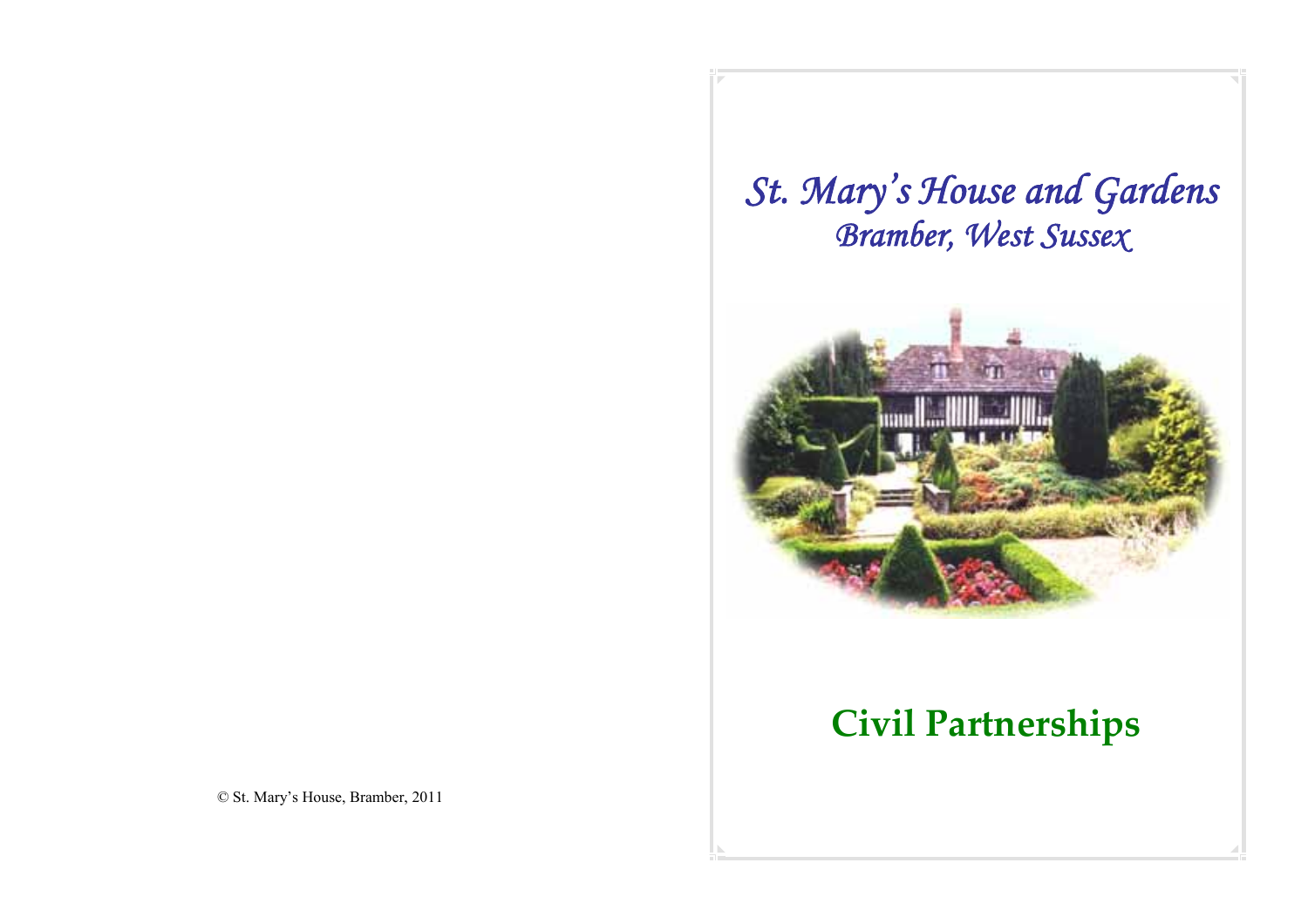© St. Mary's House, Bramber, 2011

# *St. Mary's House and Gardens*

## *Bramber, West Sussex*

# **Civil Partnerships**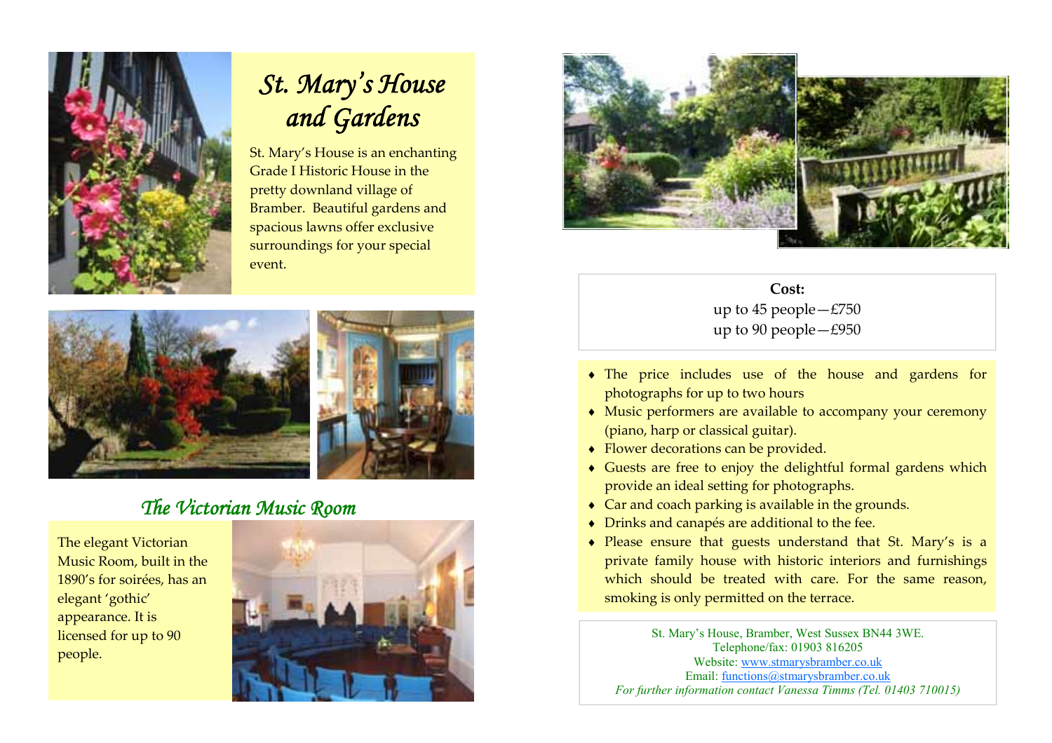# *St. Mary's House and Gardens*

St. Mary's House is an enchanting Grade I Historic House in the pretty downland village of Bramber. Beautiful gardens and spacious lawns offer exclusive surroundings for your special event.

## *The Victorian Music Room*

The elegant Victorian Music Room, built in the 1890's for soirées, has an elegant 'gothic' appearance. It is licensed for up to 90 people.

**Cost:**
up to 45 people—£750
up to 90 people—£950

- The price includes use of the house and gardens for photographs for up to two hours
- Music performers are available to accompany your ceremony (piano, harp or classical guitar).
- Flower decorations can be provided.
- Guests are free to enjoy the delightful formal gardens which provide an ideal setting for photographs.
- Car and coach parking is available in the grounds.
- Drinks and canapés are additional to the fee.
- Please ensure that guests understand that St. Mary's is a private family house with historic interiors and furnishings which should be treated with care. For the same reason, smoking is only permitted on the terrace.

St. Mary's House, Bramber, West Sussex BN44 3WE.
Telephone/fax: 01903 816205
Website: www.stmarysbramber.co.uk
Email: functions@stmarysbramber.co.uk
*For further information contact Vanessa Timms (Tel. 01403 710015)*